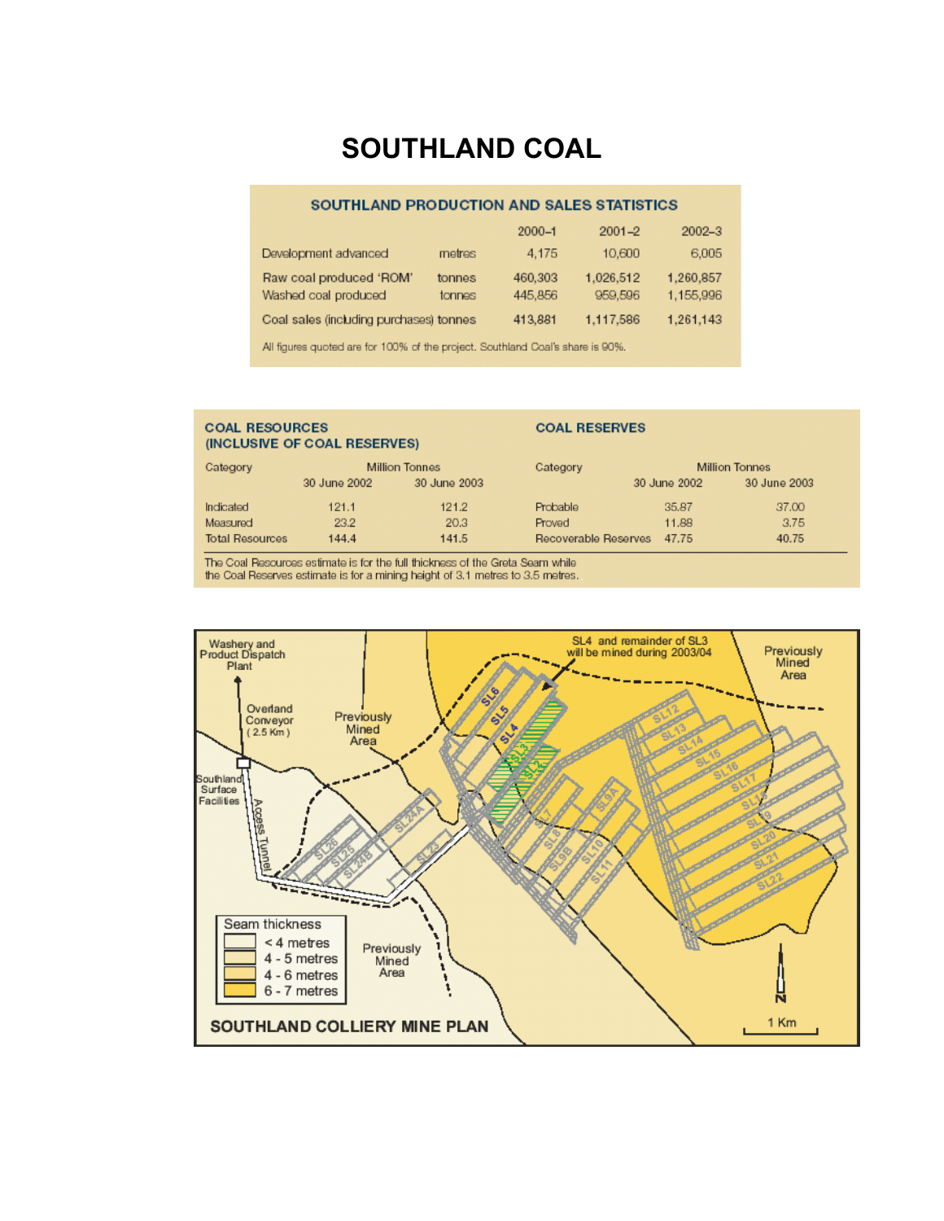# SOUTHLAND COAL

## SOUTHLAND PRODUCTION AND SALES STATISTICS

| | | 2000–1 | 2001–2 | 2002–3 |
|---|---|---|---|---|
| Development advanced | metres | 4,175 | 10,600 | 6,005 |
| Raw coal produced 'ROM' | tonnes | 460,303 | 1,026,512 | 1,260,857 |
| Washed coal produced | tonnes | 445,856 | 959,596 | 1,155,996 |
| Coal sales (including purchases) | tonnes | 413,881 | 1,117,586 | 1,261,143 |

All figures quoted are for 100% of the project. Southland Coal's share is 90%.

## COAL RESOURCES (INCLUSIVE OF COAL RESERVES)

| Category | Million Tonnes | |
|---|---|---|
| | 30 June 2002 | 30 June 2003 |
| Indicated | 121.1 | 121.2 |
| Measured | 23.2 | 20.3 |
| Total Resources | 144.4 | 141.5 |

## COAL RESERVES

| Category | Million Tonnes | |
|---|---|---|
| | 30 June 2002 | 30 June 2003 |
| Probable | 35.87 | 37.00 |
| Proved | 11.88 | 3.75 |
| Recoverable Reserves | 47.75 | 40.75 |

The Coal Resources estimate is for the full thickness of the Greta Seam while the Coal Reserves estimate is for a mining height of 3.1 metres to 3.5 metres.

SOUTHLAND COLLIERY MINE PLAN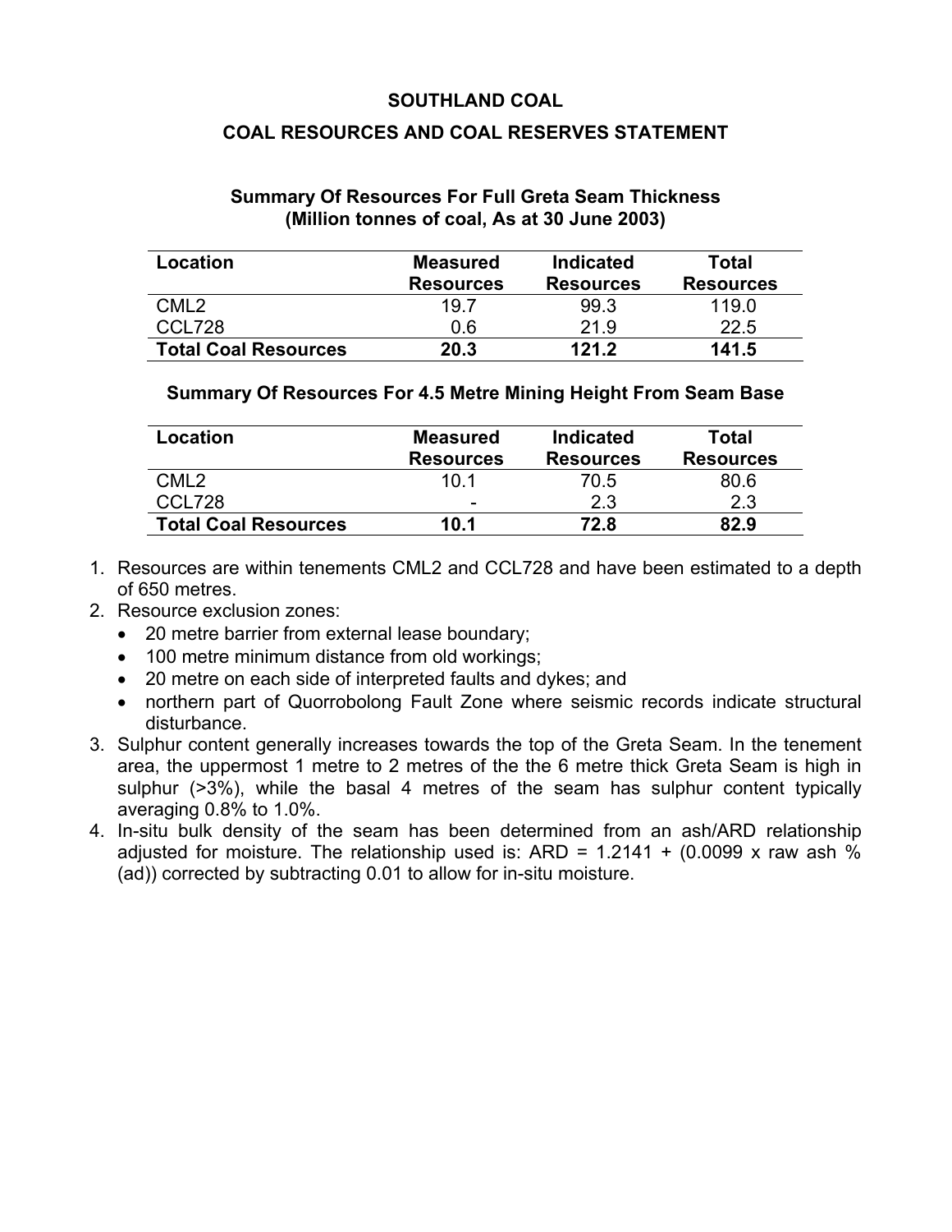# SOUTHLAND COAL

## COAL RESOURCES AND COAL RESERVES STATEMENT

### Summary Of Resources For Full Greta Seam Thickness (Million tonnes of coal, As at 30 June 2003)

| Location | Measured Resources | Indicated Resources | Total Resources |
|---|---|---|---|
| CML2 | 19.7 | 99.3 | 119.0 |
| CCL728 | 0.6 | 21.9 | 22.5 |
| **Total Coal Resources** | **20.3** | **121.2** | **141.5** |

### Summary Of Resources For 4.5 Metre Mining Height From Seam Base

| Location | Measured Resources | Indicated Resources | Total Resources |
|---|---|---|---|
| CML2 | 10.1 | 70.5 | 80.6 |
| CCL728 | - | 2.3 | 2.3 |
| **Total Coal Resources** | **10.1** | **72.8** | **82.9** |

1. Resources are within tenements CML2 and CCL728 and have been estimated to a depth of 650 metres.
2. Resource exclusion zones:
   - 20 metre barrier from external lease boundary;
   - 100 metre minimum distance from old workings;
   - 20 metre on each side of interpreted faults and dykes; and
   - northern part of Quorrobolong Fault Zone where seismic records indicate structural disturbance.
3. Sulphur content generally increases towards the top of the Greta Seam. In the tenement area, the uppermost 1 metre to 2 metres of the the 6 metre thick Greta Seam is high in sulphur (>3%), while the basal 4 metres of the seam has sulphur content typically averaging 0.8% to 1.0%.
4. In-situ bulk density of the seam has been determined from an ash/ARD relationship adjusted for moisture. The relationship used is: ARD = 1.2141 + (0.0099 x raw ash % (ad)) corrected by subtracting 0.01 to allow for in-situ moisture.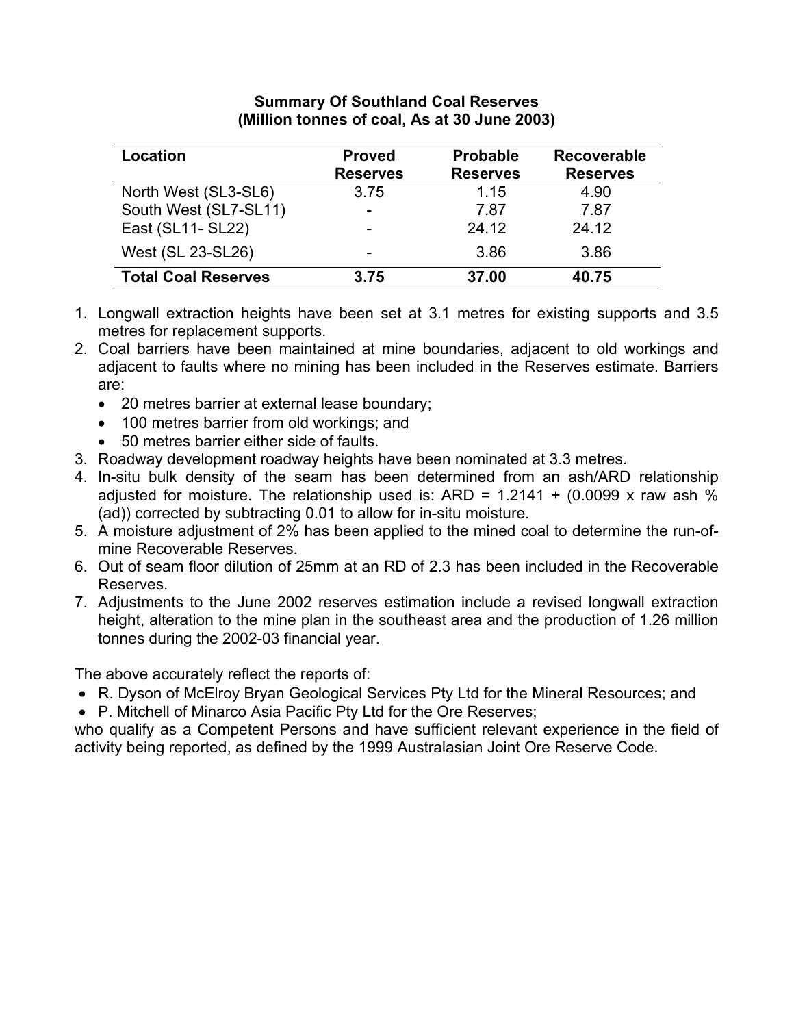**Summary Of Southland Coal Reserves**
**(Million tonnes of coal, As at 30 June 2003)**

| Location | Proved Reserves | Probable Reserves | Recoverable Reserves |
|---|---|---|---|
| North West (SL3-SL6) | 3.75 | 1.15 | 4.90 |
| South West (SL7-SL11) | - | 7.87 | 7.87 |
| East (SL11- SL22) | - | 24.12 | 24.12 |
| West (SL 23-SL26) | - | 3.86 | 3.86 |
| **Total Coal Reserves** | **3.75** | **37.00** | **40.75** |

1. Longwall extraction heights have been set at 3.1 metres for existing supports and 3.5 metres for replacement supports.
2. Coal barriers have been maintained at mine boundaries, adjacent to old workings and adjacent to faults where no mining has been included in the Reserves estimate. Barriers are:
   - 20 metres barrier at external lease boundary;
   - 100 metres barrier from old workings; and
   - 50 metres barrier either side of faults.
3. Roadway development roadway heights have been nominated at 3.3 metres.
4. In-situ bulk density of the seam has been determined from an ash/ARD relationship adjusted for moisture. The relationship used is: ARD = 1.2141 + (0.0099 x raw ash % (ad)) corrected by subtracting 0.01 to allow for in-situ moisture.
5. A moisture adjustment of 2% has been applied to the mined coal to determine the run-of-mine Recoverable Reserves.
6. Out of seam floor dilution of 25mm at an RD of 2.3 has been included in the Recoverable Reserves.
7. Adjustments to the June 2002 reserves estimation include a revised longwall extraction height, alteration to the mine plan in the southeast area and the production of 1.26 million tonnes during the 2002-03 financial year.

The above accurately reflect the reports of:

- R. Dyson of McElroy Bryan Geological Services Pty Ltd for the Mineral Resources; and
- P. Mitchell of Minarco Asia Pacific Pty Ltd for the Ore Reserves;

who qualify as a Competent Persons and have sufficient relevant experience in the field of activity being reported, as defined by the 1999 Australasian Joint Ore Reserve Code.